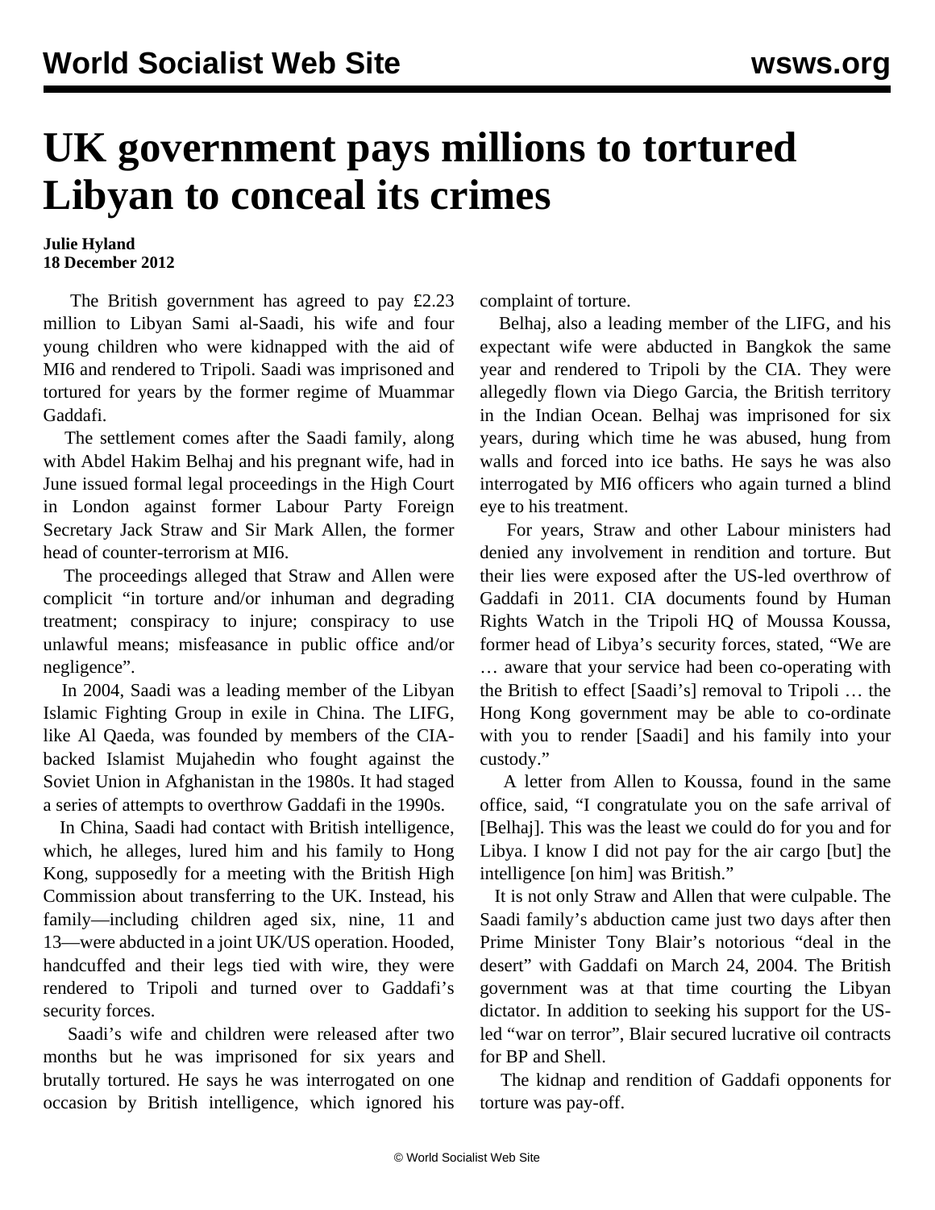# UK government pays millions to tortured Libyan to conceal its crimes

**Julie Hyland**
**18 December 2012**

The British government has agreed to pay £2.23 million to Libyan Sami al-Saadi, his wife and four young children who were kidnapped with the aid of MI6 and rendered to Tripoli. Saadi was imprisoned and tortured for years by the former regime of Muammar Gaddafi.

The settlement comes after the Saadi family, along with Abdel Hakim Belhaj and his pregnant wife, had in June issued formal legal proceedings in the High Court in London against former Labour Party Foreign Secretary Jack Straw and Sir Mark Allen, the former head of counter-terrorism at MI6.

The proceedings alleged that Straw and Allen were complicit "in torture and/or inhuman and degrading treatment; conspiracy to injure; conspiracy to use unlawful means; misfeasance in public office and/or negligence".

In 2004, Saadi was a leading member of the Libyan Islamic Fighting Group in exile in China. The LIFG, like Al Qaeda, was founded by members of the CIA-backed Islamist Mujahedin who fought against the Soviet Union in Afghanistan in the 1980s. It had staged a series of attempts to overthrow Gaddafi in the 1990s.

In China, Saadi had contact with British intelligence, which, he alleges, lured him and his family to Hong Kong, supposedly for a meeting with the British High Commission about transferring to the UK. Instead, his family—including children aged six, nine, 11 and 13—were abducted in a joint UK/US operation. Hooded, handcuffed and their legs tied with wire, they were rendered to Tripoli and turned over to Gaddafi's security forces.

Saadi's wife and children were released after two months but he was imprisoned for six years and brutally tortured. He says he was interrogated on one occasion by British intelligence, which ignored his complaint of torture.

Belhaj, also a leading member of the LIFG, and his expectant wife were abducted in Bangkok the same year and rendered to Tripoli by the CIA. They were allegedly flown via Diego Garcia, the British territory in the Indian Ocean. Belhaj was imprisoned for six years, during which time he was abused, hung from walls and forced into ice baths. He says he was also interrogated by MI6 officers who again turned a blind eye to his treatment.

For years, Straw and other Labour ministers had denied any involvement in rendition and torture. But their lies were exposed after the US-led overthrow of Gaddafi in 2011. CIA documents found by Human Rights Watch in the Tripoli HQ of Moussa Koussa, former head of Libya's security forces, stated, "We are … aware that your service had been co-operating with the British to effect [Saadi's] removal to Tripoli … the Hong Kong government may be able to co-ordinate with you to render [Saadi] and his family into your custody."

A letter from Allen to Koussa, found in the same office, said, "I congratulate you on the safe arrival of [Belhaj]. This was the least we could do for you and for Libya. I know I did not pay for the air cargo [but] the intelligence [on him] was British."

It is not only Straw and Allen that were culpable. The Saadi family's abduction came just two days after then Prime Minister Tony Blair's notorious "deal in the desert" with Gaddafi on March 24, 2004. The British government was at that time courting the Libyan dictator. In addition to seeking his support for the US-led "war on terror", Blair secured lucrative oil contracts for BP and Shell.

The kidnap and rendition of Gaddafi opponents for torture was pay-off.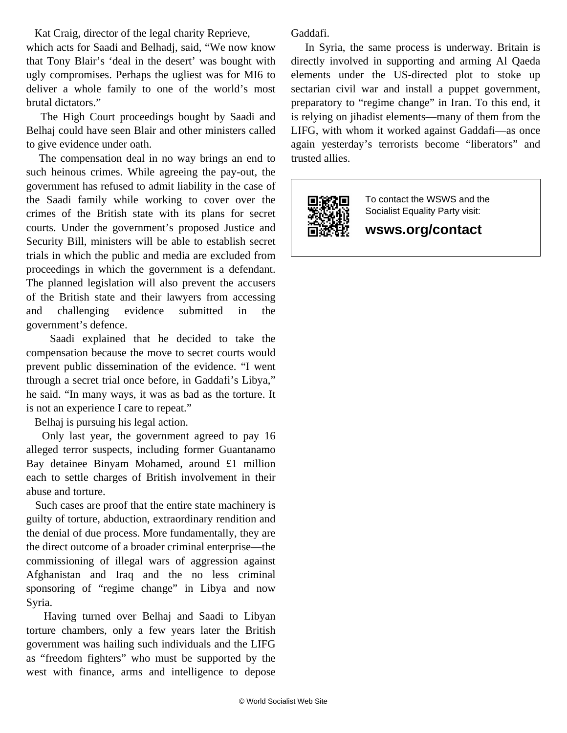Kat Craig, director of the legal charity Reprieve, which acts for Saadi and Belhadj, said, "We now know that Tony Blair's 'deal in the desert' was bought with ugly compromises. Perhaps the ugliest was for MI6 to deliver a whole family to one of the world's most brutal dictators."

The High Court proceedings bought by Saadi and Belhaj could have seen Blair and other ministers called to give evidence under oath.

The compensation deal in no way brings an end to such heinous crimes. While agreeing the pay-out, the government has refused to admit liability in the case of the Saadi family while working to cover over the crimes of the British state with its plans for secret courts. Under the government's proposed Justice and Security Bill, ministers will be able to establish secret trials in which the public and media are excluded from proceedings in which the government is a defendant. The planned legislation will also prevent the accusers of the British state and their lawyers from accessing and challenging evidence submitted in the government's defence.

Saadi explained that he decided to take the compensation because the move to secret courts would prevent public dissemination of the evidence. "I went through a secret trial once before, in Gaddafi's Libya," he said. "In many ways, it was as bad as the torture. It is not an experience I care to repeat."

Belhaj is pursuing his legal action.

Only last year, the government agreed to pay 16 alleged terror suspects, including former Guantanamo Bay detainee Binyam Mohamed, around £1 million each to settle charges of British involvement in their abuse and torture.

Such cases are proof that the entire state machinery is guilty of torture, abduction, extraordinary rendition and the denial of due process. More fundamentally, they are the direct outcome of a broader criminal enterprise—the commissioning of illegal wars of aggression against Afghanistan and Iraq and the no less criminal sponsoring of "regime change" in Libya and now Syria.

Having turned over Belhaj and Saadi to Libyan torture chambers, only a few years later the British government was hailing such individuals and the LIFG as "freedom fighters" who must be supported by the west with finance, arms and intelligence to depose Gaddafi.

In Syria, the same process is underway. Britain is directly involved in supporting and arming Al Qaeda elements under the US-directed plot to stoke up sectarian civil war and install a puppet government, preparatory to "regime change" in Iran. To this end, it is relying on jihadist elements—many of them from the LIFG, with whom it worked against Gaddafi—as once again yesterday's terrorists become "liberators" and trusted allies.

To contact the WSWS and the Socialist Equality Party visit:

**wsws.org/contact**